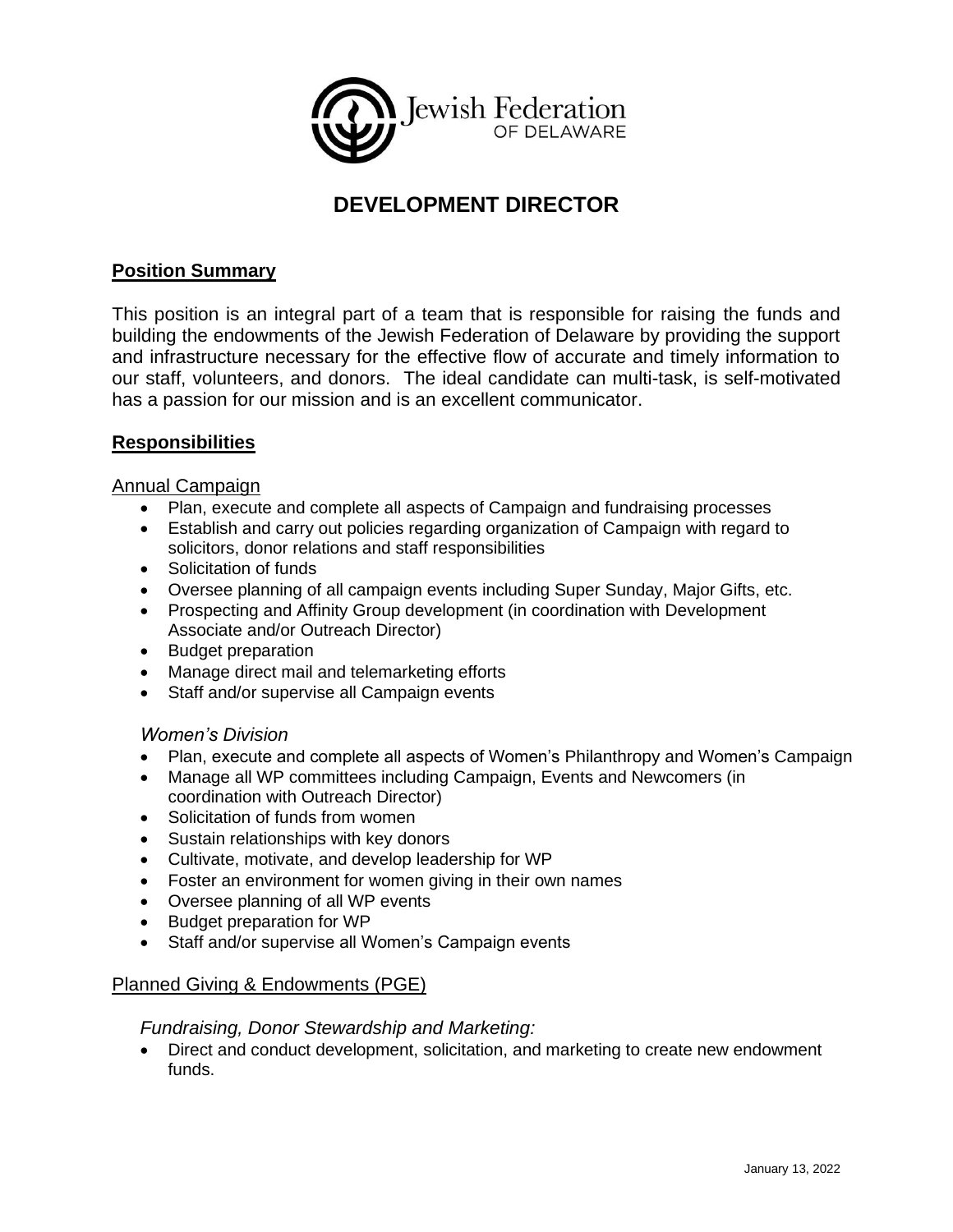Jewish Federation OF DELAWARE

# DEVELOPMENT DIRECTOR

## Position Summary

This position is an integral part of a team that is responsible for raising the funds and building the endowments of the Jewish Federation of Delaware by providing the support and infrastructure necessary for the effective flow of accurate and timely information to our staff, volunteers, and donors. The ideal candidate can multi-task, is self-motivated has a passion for our mission and is an excellent communicator.

## Responsibilities

### Annual Campaign

- Plan, execute and complete all aspects of Campaign and fundraising processes
- Establish and carry out policies regarding organization of Campaign with regard to solicitors, donor relations and staff responsibilities
- Solicitation of funds
- Oversee planning of all campaign events including Super Sunday, Major Gifts, etc.
- Prospecting and Affinity Group development (in coordination with Development Associate and/or Outreach Director)
- Budget preparation
- Manage direct mail and telemarketing efforts
- Staff and/or supervise all Campaign events

*Women's Division*

- Plan, execute and complete all aspects of Women's Philanthropy and Women's Campaign
- Manage all WP committees including Campaign, Events and Newcomers (in coordination with Outreach Director)
- Solicitation of funds from women
- Sustain relationships with key donors
- Cultivate, motivate, and develop leadership for WP
- Foster an environment for women giving in their own names
- Oversee planning of all WP events
- Budget preparation for WP
- Staff and/or supervise all Women's Campaign events

### Planned Giving & Endowments (PGE)

*Fundraising, Donor Stewardship and Marketing:*

- Direct and conduct development, solicitation, and marketing to create new endowment funds.

January 13, 2022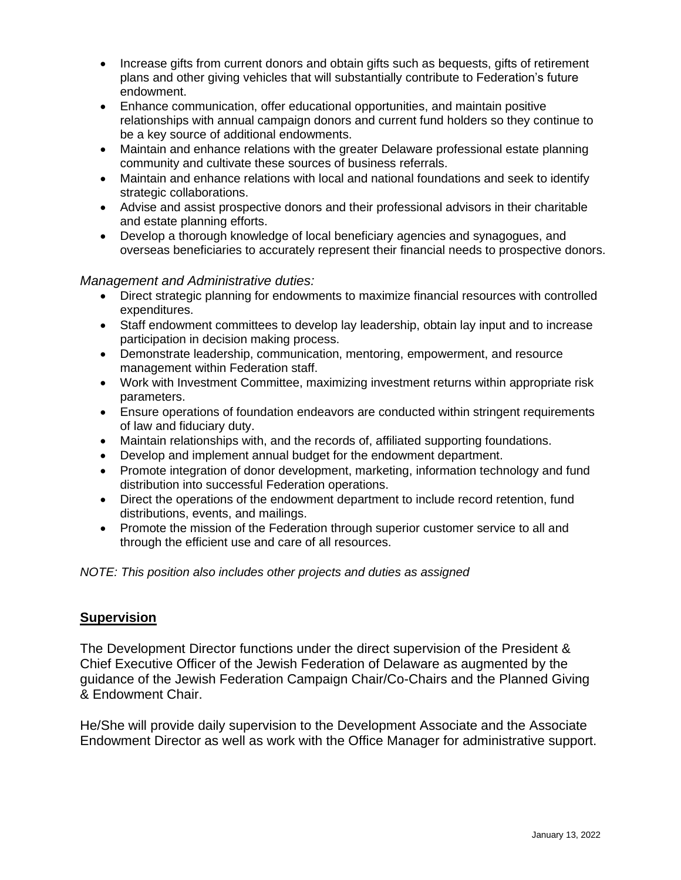- Increase gifts from current donors and obtain gifts such as bequests, gifts of retirement plans and other giving vehicles that will substantially contribute to Federation's future endowment.
- Enhance communication, offer educational opportunities, and maintain positive relationships with annual campaign donors and current fund holders so they continue to be a key source of additional endowments.
- Maintain and enhance relations with the greater Delaware professional estate planning community and cultivate these sources of business referrals.
- Maintain and enhance relations with local and national foundations and seek to identify strategic collaborations.
- Advise and assist prospective donors and their professional advisors in their charitable and estate planning efforts.
- Develop a thorough knowledge of local beneficiary agencies and synagogues, and overseas beneficiaries to accurately represent their financial needs to prospective donors.

*Management and Administrative duties:*

- Direct strategic planning for endowments to maximize financial resources with controlled expenditures.
- Staff endowment committees to develop lay leadership, obtain lay input and to increase participation in decision making process.
- Demonstrate leadership, communication, mentoring, empowerment, and resource management within Federation staff.
- Work with Investment Committee, maximizing investment returns within appropriate risk parameters.
- Ensure operations of foundation endeavors are conducted within stringent requirements of law and fiduciary duty.
- Maintain relationships with, and the records of, affiliated supporting foundations.
- Develop and implement annual budget for the endowment department.
- Promote integration of donor development, marketing, information technology and fund distribution into successful Federation operations.
- Direct the operations of the endowment department to include record retention, fund distributions, events, and mailings.
- Promote the mission of the Federation through superior customer service to all and through the efficient use and care of all resources.

*NOTE: This position also includes other projects and duties as assigned*

## Supervision

The Development Director functions under the direct supervision of the President & Chief Executive Officer of the Jewish Federation of Delaware as augmented by the guidance of the Jewish Federation Campaign Chair/Co-Chairs and the Planned Giving & Endowment Chair.

He/She will provide daily supervision to the Development Associate and the Associate Endowment Director as well as work with the Office Manager for administrative support.

January 13, 2022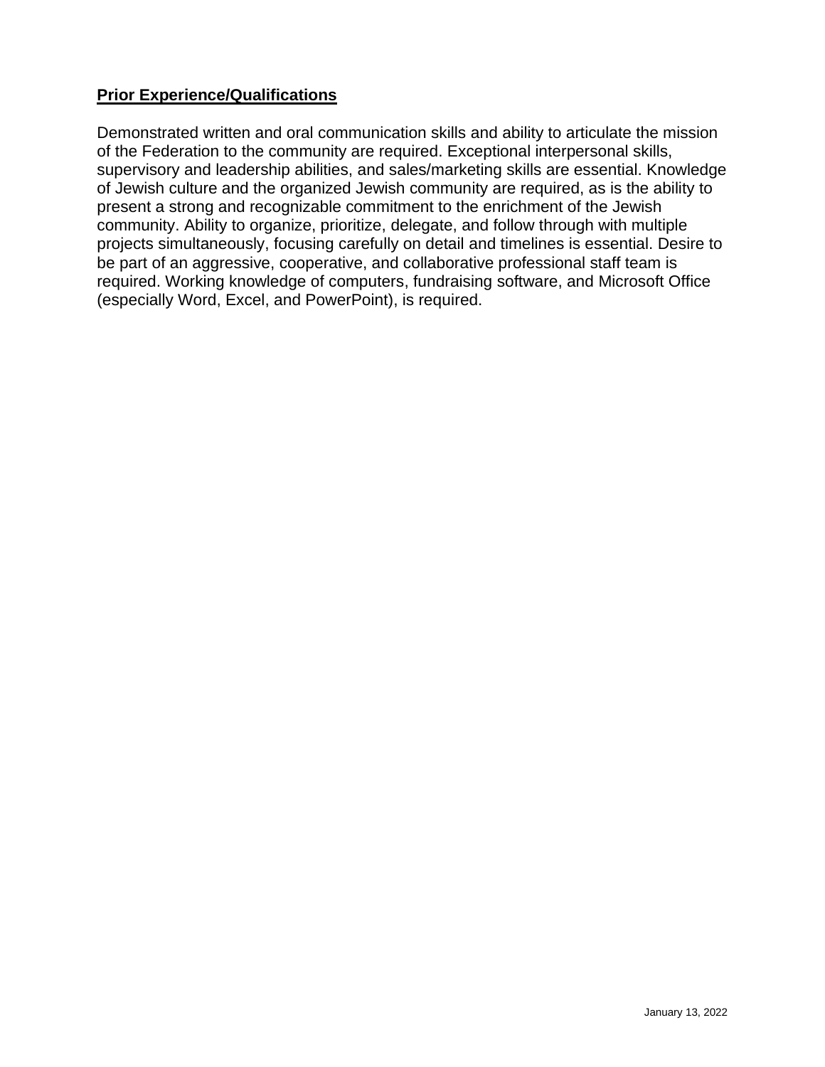**Prior Experience/Qualifications**

Demonstrated written and oral communication skills and ability to articulate the mission of the Federation to the community are required. Exceptional interpersonal skills, supervisory and leadership abilities, and sales/marketing skills are essential. Knowledge of Jewish culture and the organized Jewish community are required, as is the ability to present a strong and recognizable commitment to the enrichment of the Jewish community. Ability to organize, prioritize, delegate, and follow through with multiple projects simultaneously, focusing carefully on detail and timelines is essential. Desire to be part of an aggressive, cooperative, and collaborative professional staff team is required. Working knowledge of computers, fundraising software, and Microsoft Office (especially Word, Excel, and PowerPoint), is required.